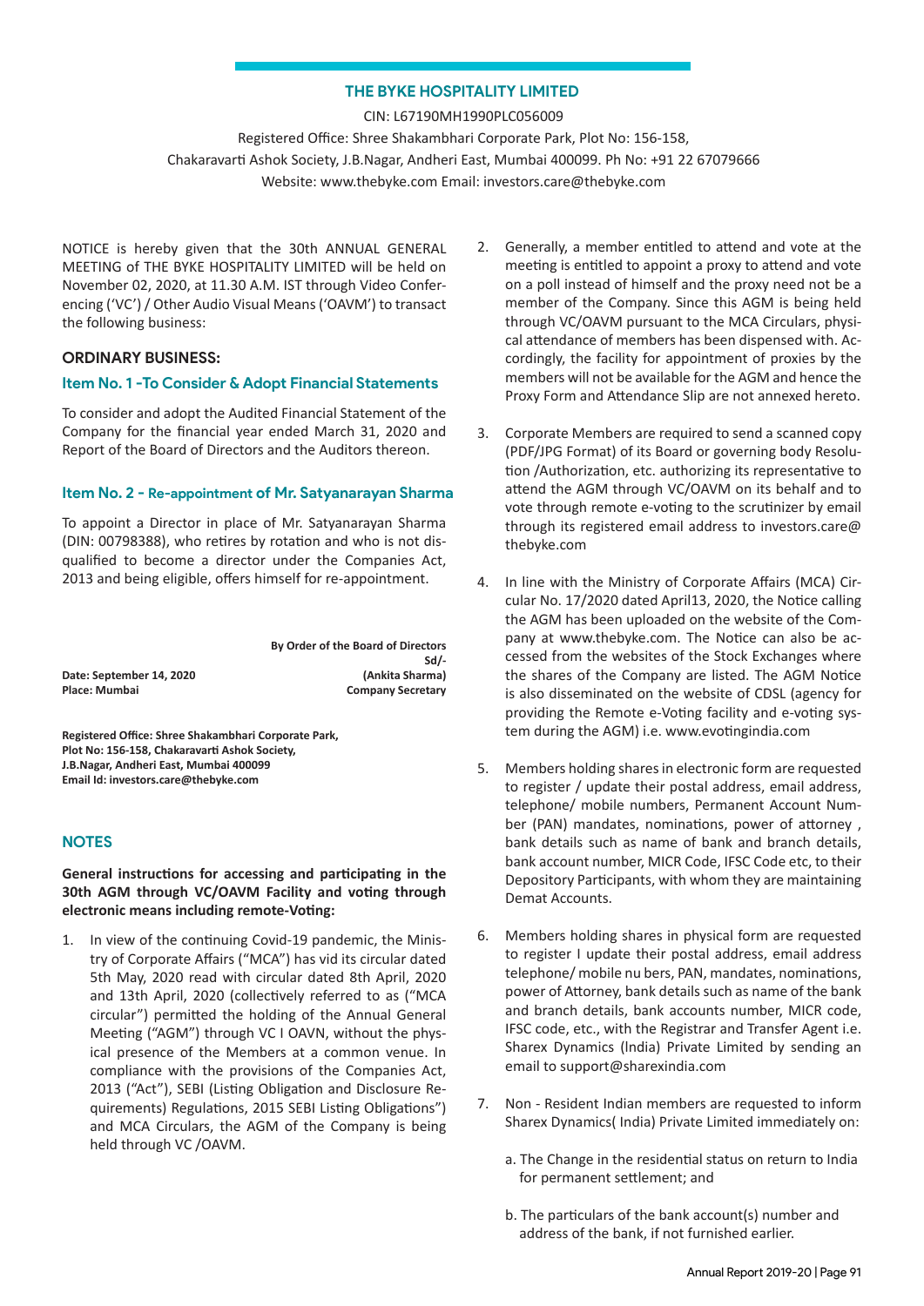# THE BYKE HOSPITALITY LIMITED

CIN: L67190MH1990PLC056009

Registered Office: Shree Shakambhari Corporate Park, Plot No: 156-158,
Chakaravarti Ashok Society, J.B.Nagar, Andheri East, Mumbai 400099. Ph No: +91 22 67079666
Website: www.thebyke.com Email: investors.care@thebyke.com

NOTICE is hereby given that the 30th ANNUAL GENERAL MEETING of THE BYKE HOSPITALITY LIMITED will be held on November 02, 2020, at 11.30 A.M. IST through Video Conferencing ('VC') / Other Audio Visual Means ('OAVM') to transact the following business:

## ORDINARY BUSINESS:

### Item No. 1 -To Consider & Adopt Financial Statements

To consider and adopt the Audited Financial Statement of the Company for the financial year ended March 31, 2020 and Report of the Board of Directors and the Auditors thereon.

### Item No. 2 - Re-appointment of Mr. Satyanarayan Sharma

To appoint a Director in place of Mr. Satyanarayan Sharma (DIN: 00798388), who retires by rotation and who is not disqualified to become a director under the Companies Act, 2013 and being eligible, offers himself for re-appointment.

**By Order of the Board of Directors**
**Sd/-**
**(Ankita Sharma)**
**Company Secretary**

**Date: September 14, 2020**
**Place: Mumbai**

**Registered Office: Shree Shakambhari Corporate Park, Plot No: 156-158, Chakaravarti Ashok Society, J.B.Nagar, Andheri East, Mumbai 400099**
**Email Id: investors.care@thebyke.com**

## NOTES

**General instructions for accessing and participating in the 30th AGM through VC/OAVM Facility and voting through electronic means including remote-Voting:**

1. In view of the continuing Covid-19 pandemic, the Ministry of Corporate Affairs ("MCA") has vid its circular dated 5th May, 2020 read with circular dated 8th April, 2020 and 13th April, 2020 (collectively referred to as ("MCA circular") permitted the holding of the Annual General Meeting ("AGM") through VC I OAVN, without the physical presence of the Members at a common venue. In compliance with the provisions of the Companies Act, 2013 ("Act"), SEBI (Listing Obligation and Disclosure Requirements) Regulations, 2015 SEBI Listing Obligations") and MCA Circulars, the AGM of the Company is being held through VC /OAVM.

2. Generally, a member entitled to attend and vote at the meeting is entitled to appoint a proxy to attend and vote on a poll instead of himself and the proxy need not be a member of the Company. Since this AGM is being held through VC/OAVM pursuant to the MCA Circulars, physical attendance of members has been dispensed with. Accordingly, the facility for appointment of proxies by the members will not be available for the AGM and hence the Proxy Form and Attendance Slip are not annexed hereto.

3. Corporate Members are required to send a scanned copy (PDF/JPG Format) of its Board or governing body Resolution /Authorization, etc. authorizing its representative to attend the AGM through VC/OAVM on its behalf and to vote through remote e-voting to the scrutinizer by email through its registered email address to investors.care@thebyke.com

4. In line with the Ministry of Corporate Affairs (MCA) Circular No. 17/2020 dated April13, 2020, the Notice calling the AGM has been uploaded on the website of the Company at www.thebyke.com. The Notice can also be accessed from the websites of the Stock Exchanges where the shares of the Company are listed. The AGM Notice is also disseminated on the website of CDSL (agency for providing the Remote e-Voting facility and e-voting system during the AGM) i.e. www.evotingindia.com

5. Members holding shares in electronic form are requested to register / update their postal address, email address, telephone/ mobile numbers, Permanent Account Number (PAN) mandates, nominations, power of attorney , bank details such as name of bank and branch details, bank account number, MICR Code, IFSC Code etc, to their Depository Participants, with whom they are maintaining Demat Accounts.

6. Members holding shares in physical form are requested to register I update their postal address, email address telephone/ mobile nu bers, PAN, mandates, nominations, power of Attorney, bank details such as name of the bank and branch details, bank accounts number, MICR code, IFSC code, etc., with the Registrar and Transfer Agent i.e. Sharex Dynamics (India) Private Limited by sending an email to support@sharexindia.com

7. Non - Resident Indian members are requested to inform Sharex Dynamics( India) Private Limited immediately on:

   a. The Change in the residential status on return to India for permanent settlement; and

   b. The particulars of the bank account(s) number and address of the bank, if not furnished earlier.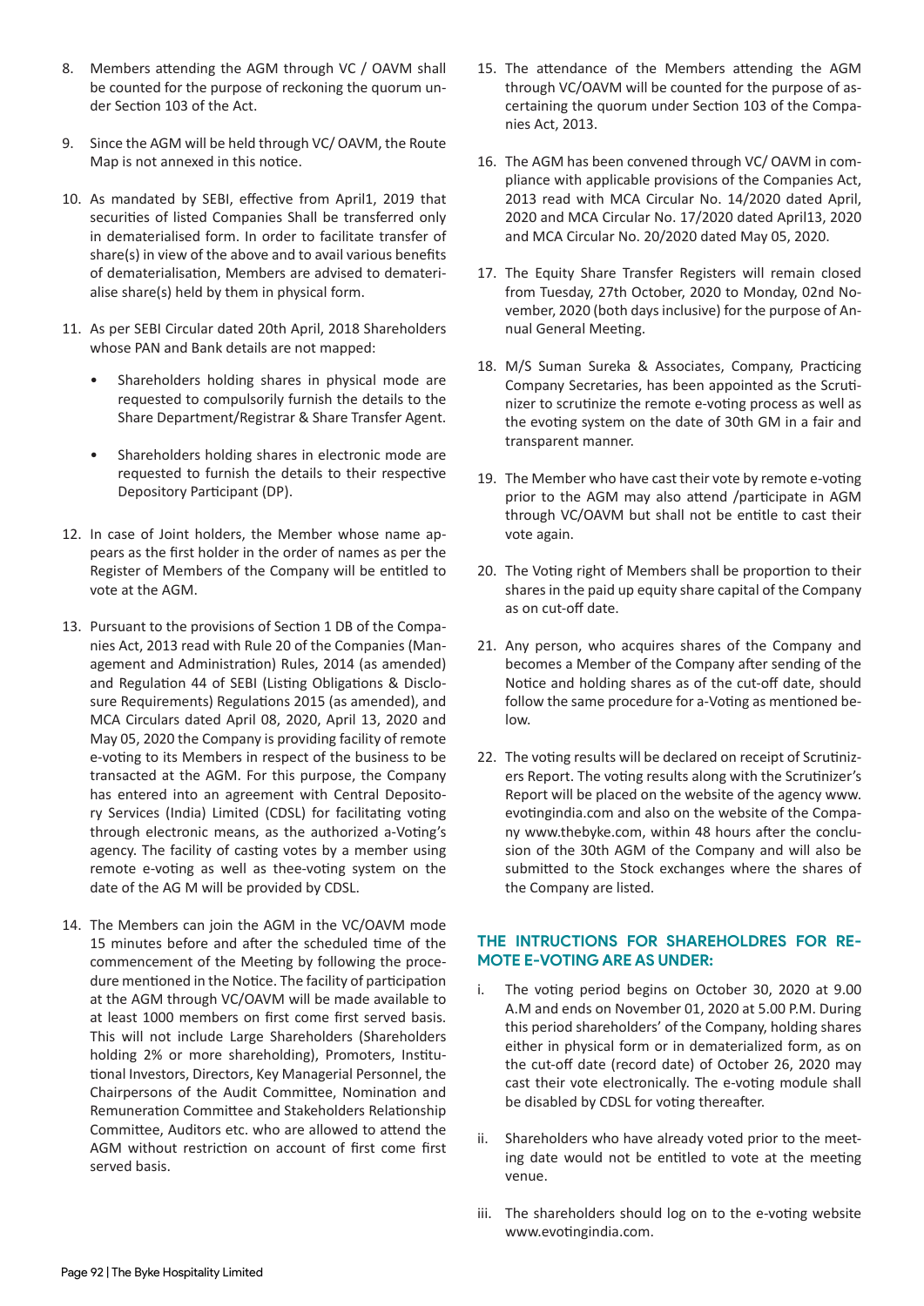8. Members attending the AGM through VC / OAVM shall be counted for the purpose of reckoning the quorum under Section 103 of the Act.

9. Since the AGM will be held through VC/ OAVM, the Route Map is not annexed in this notice.

10. As mandated by SEBI, effective from April1, 2019 that securities of listed Companies Shall be transferred only in dematerialised form. In order to facilitate transfer of share(s) in view of the above and to avail various benefits of dematerialisation, Members are advised to dematerialise share(s) held by them in physical form.

11. As per SEBI Circular dated 20th April, 2018 Shareholders whose PAN and Bank details are not mapped:

    - Shareholders holding shares in physical mode are requested to compulsorily furnish the details to the Share Department/Registrar & Share Transfer Agent.

    - Shareholders holding shares in electronic mode are requested to furnish the details to their respective Depository Participant (DP).

12. In case of Joint holders, the Member whose name appears as the first holder in the order of names as per the Register of Members of the Company will be entitled to vote at the AGM.

13. Pursuant to the provisions of Section 1 DB of the Companies Act, 2013 read with Rule 20 of the Companies (Management and Administration) Rules, 2014 (as amended) and Regulation 44 of SEBI (Listing Obligations & Disclosure Requirements) Regulations 2015 (as amended), and MCA Circulars dated April 08, 2020, April 13, 2020 and May 05, 2020 the Company is providing facility of remote e-voting to its Members in respect of the business to be transacted at the AGM. For this purpose, the Company has entered into an agreement with Central Depository Services (India) Limited (CDSL) for facilitating voting through electronic means, as the authorized a-Voting's agency. The facility of casting votes by a member using remote e-voting as well as thee-voting system on the date of the AG M will be provided by CDSL.

14. The Members can join the AGM in the VC/OAVM mode 15 minutes before and after the scheduled time of the commencement of the Meeting by following the procedure mentioned in the Notice. The facility of participation at the AGM through VC/OAVM will be made available to at least 1000 members on first come first served basis. This will not include Large Shareholders (Shareholders holding 2% or more shareholding), Promoters, Institutional Investors, Directors, Key Managerial Personnel, the Chairpersons of the Audit Committee, Nomination and Remuneration Committee and Stakeholders Relationship Committee, Auditors etc. who are allowed to attend the AGM without restriction on account of first come first served basis.

15. The attendance of the Members attending the AGM through VC/OAVM will be counted for the purpose of ascertaining the quorum under Section 103 of the Companies Act, 2013.

16. The AGM has been convened through VC/ OAVM in compliance with applicable provisions of the Companies Act, 2013 read with MCA Circular No. 14/2020 dated April, 2020 and MCA Circular No. 17/2020 dated April13, 2020 and MCA Circular No. 20/2020 dated May 05, 2020.

17. The Equity Share Transfer Registers will remain closed from Tuesday, 27th October, 2020 to Monday, 02nd November, 2020 (both days inclusive) for the purpose of Annual General Meeting.

18. M/S Suman Sureka & Associates, Company, Practicing Company Secretaries, has been appointed as the Scrutinizer to scrutinize the remote e-voting process as well as the evoting system on the date of 30th GM in a fair and transparent manner.

19. The Member who have cast their vote by remote e-voting prior to the AGM may also attend /participate in AGM through VC/OAVM but shall not be entitle to cast their vote again.

20. The Voting right of Members shall be proportion to their shares in the paid up equity share capital of the Company as on cut-off date.

21. Any person, who acquires shares of the Company and becomes a Member of the Company after sending of the Notice and holding shares as of the cut-off date, should follow the same procedure for a-Voting as mentioned below.

22. The voting results will be declared on receipt of Scrutinizers Report. The voting results along with the Scrutinizer's Report will be placed on the website of the agency www.evotingindia.com and also on the website of the Company www.thebyke.com, within 48 hours after the conclusion of the 30th AGM of the Company and will also be submitted to the Stock exchanges where the shares of the Company are listed.

## THE INTRUCTIONS FOR SHAREHOLDRES FOR REMOTE E-VOTING ARE AS UNDER:

i. The voting period begins on October 30, 2020 at 9.00 A.M and ends on November 01, 2020 at 5.00 P.M. During this period shareholders' of the Company, holding shares either in physical form or in dematerialized form, as on the cut-off date (record date) of October 26, 2020 may cast their vote electronically. The e-voting module shall be disabled by CDSL for voting thereafter.

ii. Shareholders who have already voted prior to the meeting date would not be entitled to vote at the meeting venue.

iii. The shareholders should log on to the e-voting website www.evotingindia.com.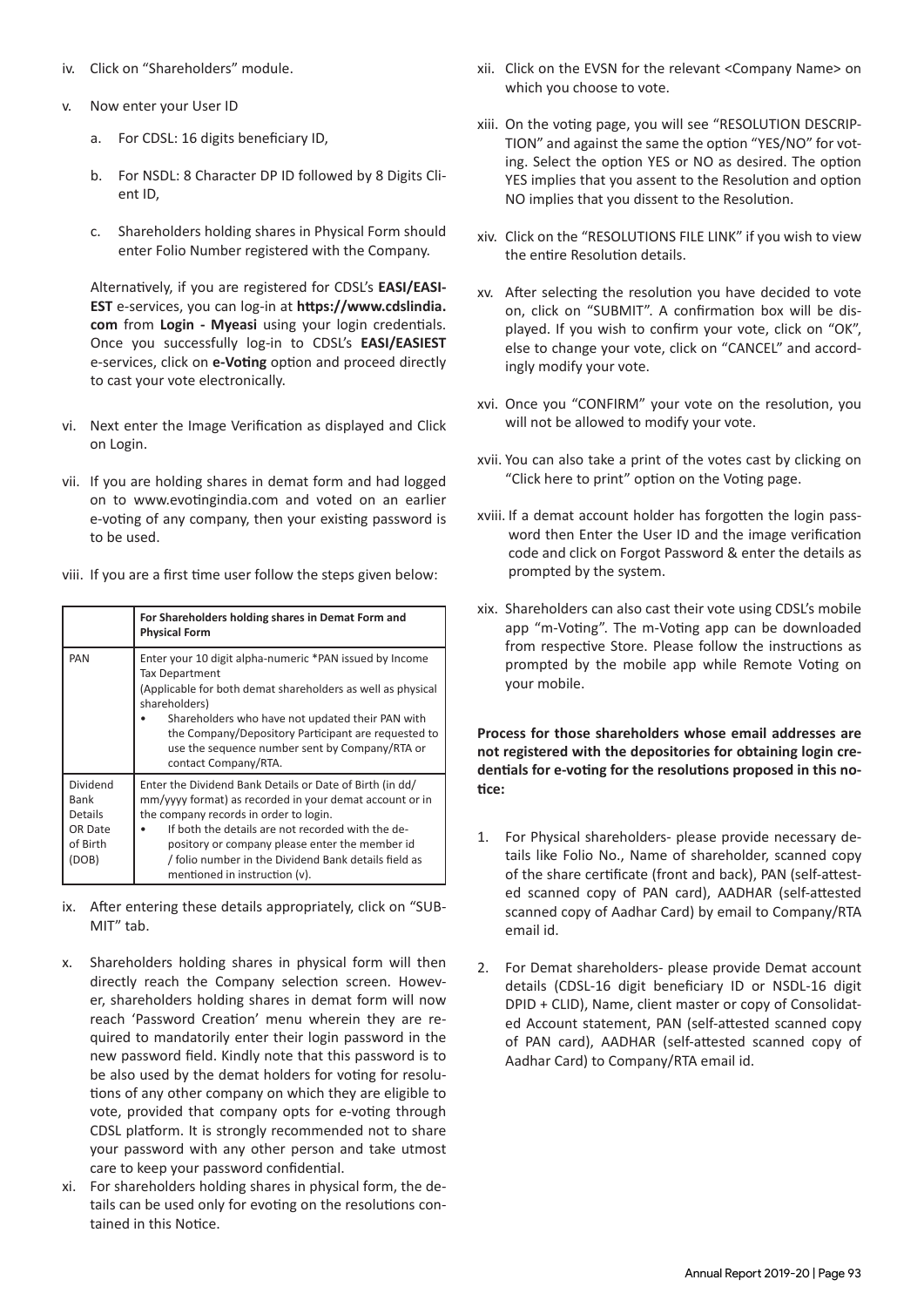iv. Click on "Shareholders" module.

v. Now enter your User ID

   a. For CDSL: 16 digits beneficiary ID,

   b. For NSDL: 8 Character DP ID followed by 8 Digits Client ID,

   c. Shareholders holding shares in Physical Form should enter Folio Number registered with the Company.

   Alternatively, if you are registered for CDSL's **EASI/EASIEST** e-services, you can log-in at **https://www.cdslindia.com** from **Login - Myeasi** using your login credentials. Once you successfully log-in to CDSL's **EASI/EASIEST** e-services, click on **e-Voting** option and proceed directly to cast your vote electronically.

vi. Next enter the Image Verification as displayed and Click on Login.

vii. If you are holding shares in demat form and had logged on to www.evotingindia.com and voted on an earlier e-voting of any company, then your existing password is to be used.

viii. If you are a first time user follow the steps given below:

| | **For Shareholders holding shares in Demat Form and Physical Form** |
|---|---|
| PAN | Enter your 10 digit alpha-numeric *PAN issued by Income Tax Department (Applicable for both demat shareholders as well as physical shareholders) • Shareholders who have not updated their PAN with the Company/Depository Participant are requested to use the sequence number sent by Company/RTA or contact Company/RTA. |
| Dividend Bank Details OR Date of Birth (DOB) | Enter the Dividend Bank Details or Date of Birth (in dd/mm/yyyy format) as recorded in your demat account or in the company records in order to login. • If both the details are not recorded with the depository or company please enter the member id / folio number in the Dividend Bank details field as mentioned in instruction (v). |

ix. After entering these details appropriately, click on "SUBMIT" tab.

x. Shareholders holding shares in physical form will then directly reach the Company selection screen. However, shareholders holding shares in demat form will now reach 'Password Creation' menu wherein they are required to mandatorily enter their login password in the new password field. Kindly note that this password is to be also used by the demat holders for voting for resolutions of any other company on which they are eligible to vote, provided that company opts for e-voting through CDSL platform. It is strongly recommended not to share your password with any other person and take utmost care to keep your password confidential.

xi. For shareholders holding shares in physical form, the details can be used only for evoting on the resolutions contained in this Notice.

xii. Click on the EVSN for the relevant <Company Name> on which you choose to vote.

xiii. On the voting page, you will see "RESOLUTION DESCRIPTION" and against the same the option "YES/NO" for voting. Select the option YES or NO as desired. The option YES implies that you assent to the Resolution and option NO implies that you dissent to the Resolution.

xiv. Click on the "RESOLUTIONS FILE LINK" if you wish to view the entire Resolution details.

xv. After selecting the resolution you have decided to vote on, click on "SUBMIT". A confirmation box will be displayed. If you wish to confirm your vote, click on "OK", else to change your vote, click on "CANCEL" and accordingly modify your vote.

xvi. Once you "CONFIRM" your vote on the resolution, you will not be allowed to modify your vote.

xvii. You can also take a print of the votes cast by clicking on "Click here to print" option on the Voting page.

xviii. If a demat account holder has forgotten the login password then Enter the User ID and the image verification code and click on Forgot Password & enter the details as prompted by the system.

xix. Shareholders can also cast their vote using CDSL's mobile app "m-Voting". The m-Voting app can be downloaded from respective Store. Please follow the instructions as prompted by the mobile app while Remote Voting on your mobile.

**Process for those shareholders whose email addresses are not registered with the depositories for obtaining login credentials for e-voting for the resolutions proposed in this notice:**

1. For Physical shareholders- please provide necessary details like Folio No., Name of shareholder, scanned copy of the share certificate (front and back), PAN (self-attested scanned copy of PAN card), AADHAR (self-attested scanned copy of Aadhar Card) by email to Company/RTA email id.

2. For Demat shareholders- please provide Demat account details (CDSL-16 digit beneficiary ID or NSDL-16 digit DPID + CLID), Name, client master or copy of Consolidated Account statement, PAN (self-attested scanned copy of PAN card), AADHAR (self-attested scanned copy of Aadhar Card) to Company/RTA email id.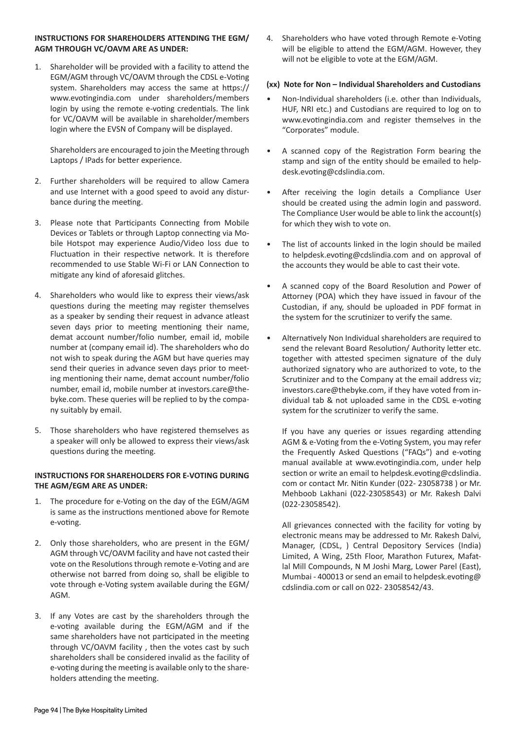**INSTRUCTIONS FOR SHAREHOLDERS ATTENDING THE EGM/ AGM THROUGH VC/OAVM ARE AS UNDER:**

1. Shareholder will be provided with a facility to attend the EGM/AGM through VC/OAVM through the CDSL e-Voting system. Shareholders may access the same at https://www.evotingindia.com under shareholders/members login by using the remote e-voting credentials. The link for VC/OAVM will be available in shareholder/members login where the EVSN of Company will be displayed.

   Shareholders are encouraged to join the Meeting through Laptops / IPads for better experience.

2. Further shareholders will be required to allow Camera and use Internet with a good speed to avoid any disturbance during the meeting.

3. Please note that Participants Connecting from Mobile Devices or Tablets or through Laptop connecting via Mobile Hotspot may experience Audio/Video loss due to Fluctuation in their respective network. It is therefore recommended to use Stable Wi-Fi or LAN Connection to mitigate any kind of aforesaid glitches.

4. Shareholders who would like to express their views/ask questions during the meeting may register themselves as a speaker by sending their request in advance atleast seven days prior to meeting mentioning their name, demat account number/folio number, email id, mobile number at (company email id). The shareholders who do not wish to speak during the AGM but have queries may send their queries in advance seven days prior to meeting mentioning their name, demat account number/folio number, email id, mobile number at investors.care@thebyke.com. These queries will be replied to by the company suitably by email.

5. Those shareholders who have registered themselves as a speaker will only be allowed to express their views/ask questions during the meeting.

**INSTRUCTIONS FOR SHAREHOLDERS FOR E-VOTING DURING THE AGM/EGM ARE AS UNDER:**

1. The procedure for e-Voting on the day of the EGM/AGM is same as the instructions mentioned above for Remote e-voting.

2. Only those shareholders, who are present in the EGM/ AGM through VC/OAVM facility and have not casted their vote on the Resolutions through remote e-Voting and are otherwise not barred from doing so, shall be eligible to vote through e-Voting system available during the EGM/ AGM.

3. If any Votes are cast by the shareholders through the e-voting available during the EGM/AGM and if the same shareholders have not participated in the meeting through VC/OAVM facility , then the votes cast by such shareholders shall be considered invalid as the facility of e-voting during the meeting is available only to the shareholders attending the meeting.

4. Shareholders who have voted through Remote e-Voting will be eligible to attend the EGM/AGM. However, they will not be eligible to vote at the EGM/AGM.

**(xx) Note for Non – Individual Shareholders and Custodians**

- Non-Individual shareholders (i.e. other than Individuals, HUF, NRI etc.) and Custodians are required to log on to www.evotingindia.com and register themselves in the "Corporates" module.

- A scanned copy of the Registration Form bearing the stamp and sign of the entity should be emailed to helpdesk.evoting@cdslindia.com.

- After receiving the login details a Compliance User should be created using the admin login and password. The Compliance User would be able to link the account(s) for which they wish to vote on.

- The list of accounts linked in the login should be mailed to helpdesk.evoting@cdslindia.com and on approval of the accounts they would be able to cast their vote.

- A scanned copy of the Board Resolution and Power of Attorney (POA) which they have issued in favour of the Custodian, if any, should be uploaded in PDF format in the system for the scrutinizer to verify the same.

- Alternatively Non Individual shareholders are required to send the relevant Board Resolution/ Authority letter etc. together with attested specimen signature of the duly authorized signatory who are authorized to vote, to the Scrutinizer and to the Company at the email address viz; investors.care@thebyke.com, if they have voted from individual tab & not uploaded same in the CDSL e-voting system for the scrutinizer to verify the same.

  If you have any queries or issues regarding attending AGM & e-Voting from the e-Voting System, you may refer the Frequently Asked Questions ("FAQs") and e-voting manual available at www.evotingindia.com, under help section or write an email to helpdesk.evoting@cdslindia.com or contact Mr. Nitin Kunder (022- 23058738 ) or Mr. Mehboob Lakhani (022-23058543) or Mr. Rakesh Dalvi (022-23058542).

  All grievances connected with the facility for voting by electronic means may be addressed to Mr. Rakesh Dalvi, Manager, (CDSL, ) Central Depository Services (India) Limited, A Wing, 25th Floor, Marathon Futurex, Mafatlal Mill Compounds, N M Joshi Marg, Lower Parel (East), Mumbai - 400013 or send an email to helpdesk.evoting@cdslindia.com or call on 022- 23058542/43.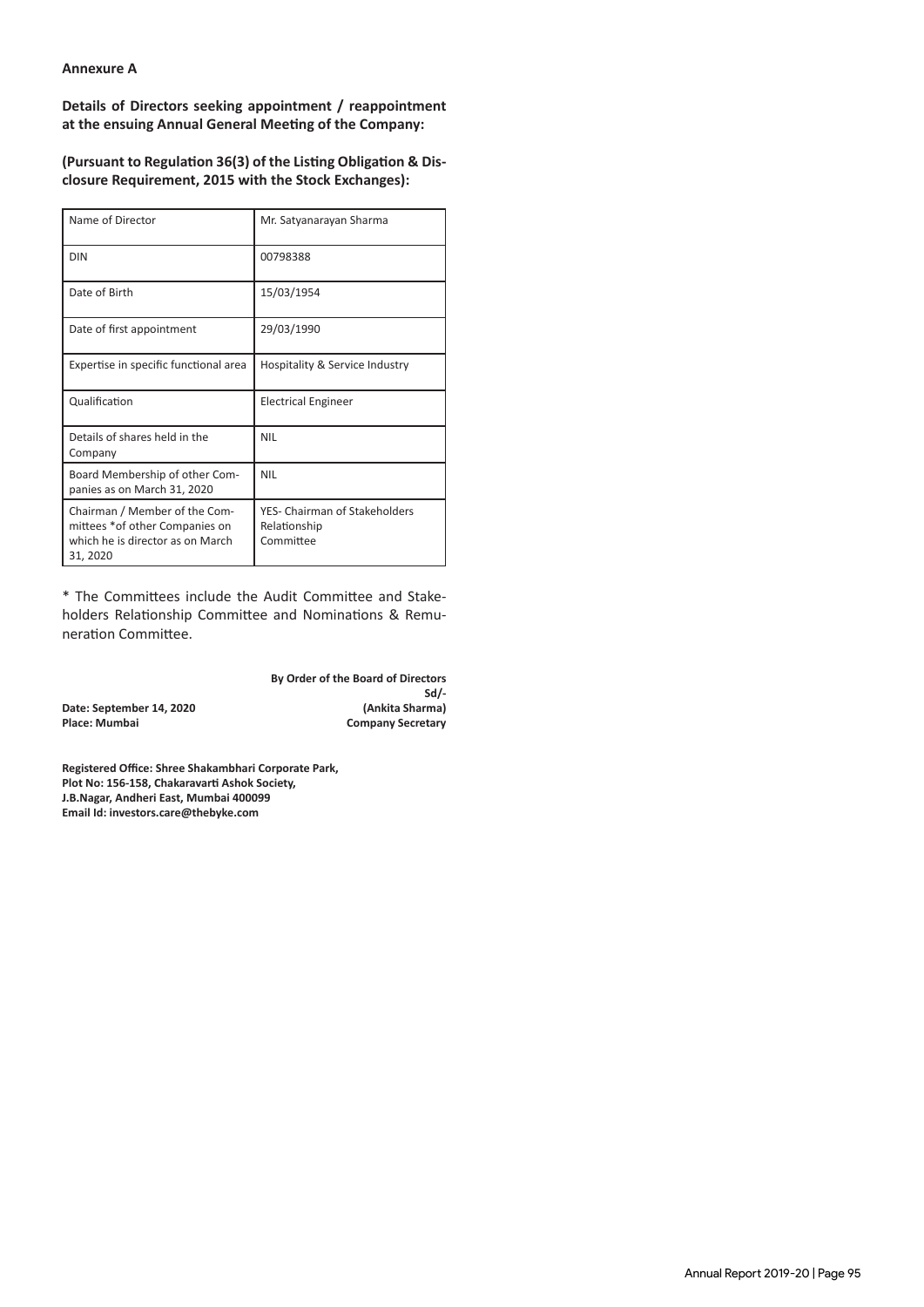**Annexure A**

**Details of Directors seeking appointment / reappointment at the ensuing Annual General Meeting of the Company:**

**(Pursuant to Regulation 36(3) of the Listing Obligation & Disclosure Requirement, 2015 with the Stock Exchanges):**

| | |
|---|---|
| Name of Director | Mr. Satyanarayan Sharma |
| DIN | 00798388 |
| Date of Birth | 15/03/1954 |
| Date of first appointment | 29/03/1990 |
| Expertise in specific functional area | Hospitality & Service Industry |
| Qualification | Electrical Engineer |
| Details of shares held in the Company | NIL |
| Board Membership of other Companies as on March 31, 2020 | NIL |
| Chairman / Member of the Committees *of other Companies on which he is director as on March 31, 2020 | YES- Chairman of Stakeholders Relationship Committee |

* The Committees include the Audit Committee and Stakeholders Relationship Committee and Nominations & Remuneration Committee.

**By Order of the Board of Directors**
**Sd/-**
**(Ankita Sharma)**
**Company Secretary**

**Date: September 14, 2020**
**Place: Mumbai**

**Registered Office: Shree Shakambhari Corporate Park,**
**Plot No: 156-158, Chakaravarti Ashok Society,**
**J.B.Nagar, Andheri East, Mumbai 400099**
**Email Id: investors.care@thebyke.com**